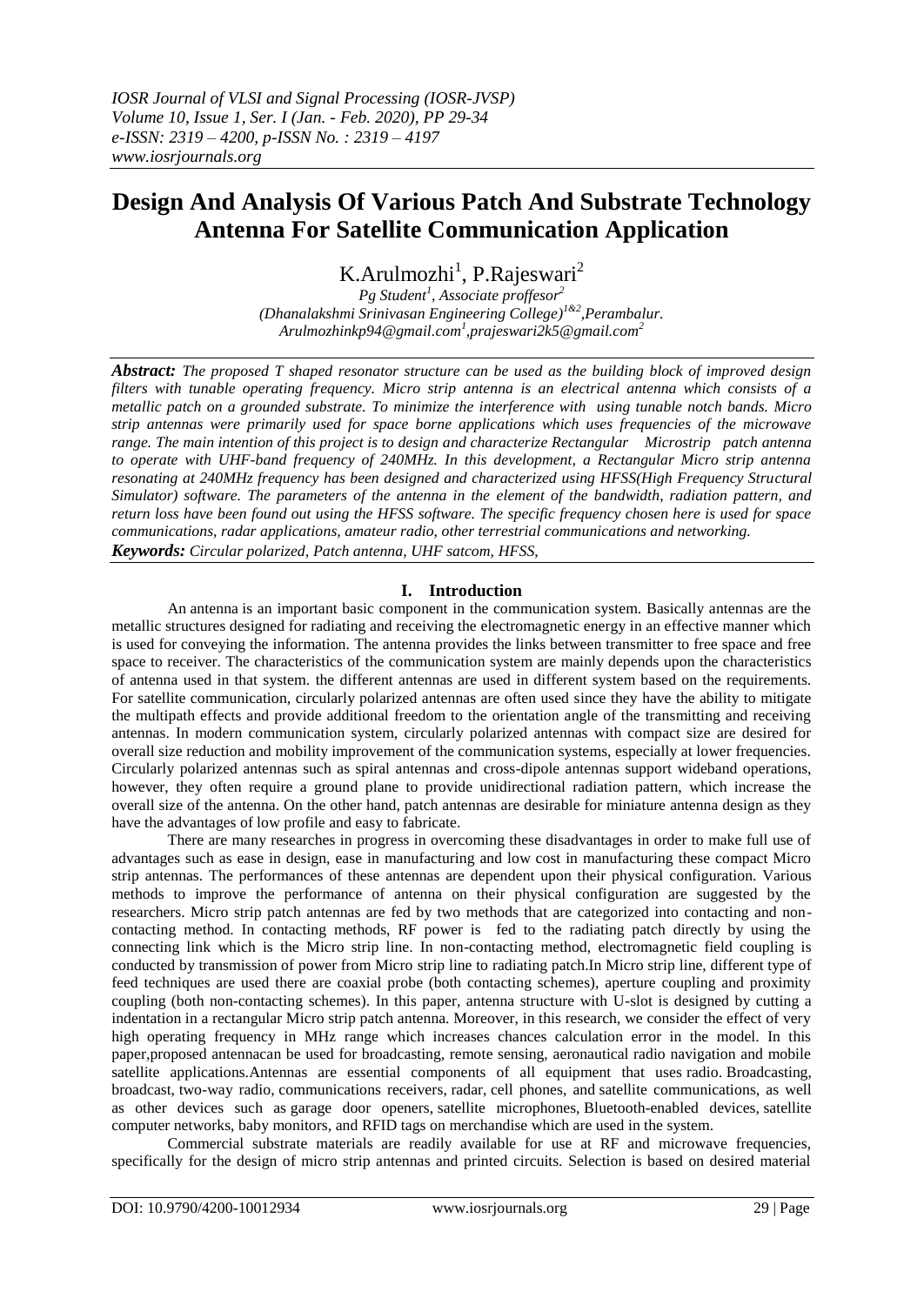# Design And Analysis Of Various Patch And Substrate Technology Antenna For Satellite Communication Application

K.Arulmozhi[1], P.Rajeswari[2]

*Pg Student[1], Associate proffesor[2]*
*(Dhanalakshmi Srinivasan Engineering College)[1&2],Perambalur.*
*Arulmozhinkp94@gmail.com[1],prajeswari2k5@gmail.com[2]*

***Abstract:*** *The proposed T shaped resonator structure can be used as the building block of improved design filters with tunable operating frequency. Micro strip antenna is an electrical antenna which consists of a metallic patch on a grounded substrate. To minimize the interference with using tunable notch bands. Micro strip antennas were primarily used for space borne applications which uses frequencies of the microwave range. The main intention of this project is to design and characterize Rectangular Microstrip patch antenna to operate with UHF-band frequency of 240MHz. In this development, a Rectangular Micro strip antenna resonating at 240MHz frequency has been designed and characterized using HFSS(High Frequency Structural Simulator) software. The parameters of the antenna in the element of the bandwidth, radiation pattern, and return loss have been found out using the HFSS software. The specific frequency chosen here is used for space communications, radar applications, amateur radio, other terrestrial communications and networking.*

***Keywords:*** *Circular polarized, Patch antenna, UHF satcom, HFSS,*

## I. Introduction

An antenna is an important basic component in the communication system. Basically antennas are the metallic structures designed for radiating and receiving the electromagnetic energy in an effective manner which is used for conveying the information. The antenna provides the links between transmitter to free space and free space to receiver. The characteristics of the communication system are mainly depends upon the characteristics of antenna used in that system. the different antennas are used in different system based on the requirements. For satellite communication, circularly polarized antennas are often used since they have the ability to mitigate the multipath effects and provide additional freedom to the orientation angle of the transmitting and receiving antennas. In modern communication system, circularly polarized antennas with compact size are desired for overall size reduction and mobility improvement of the communication systems, especially at lower frequencies. Circularly polarized antennas such as spiral antennas and cross-dipole antennas support wideband operations, however, they often require a ground plane to provide unidirectional radiation pattern, which increase the overall size of the antenna. On the other hand, patch antennas are desirable for miniature antenna design as they have the advantages of low profile and easy to fabricate.

There are many researches in progress in overcoming these disadvantages in order to make full use of advantages such as ease in design, ease in manufacturing and low cost in manufacturing these compact Micro strip antennas. The performances of these antennas are dependent upon their physical configuration. Various methods to improve the performance of antenna on their physical configuration are suggested by the researchers. Micro strip patch antennas are fed by two methods that are categorized into contacting and non-contacting method. In contacting methods, RF power is fed to the radiating patch directly by using the connecting link which is the Micro strip line. In non-contacting method, electromagnetic field coupling is conducted by transmission of power from Micro strip line to radiating patch.In Micro strip line, different type of feed techniques are used there are coaxial probe (both contacting schemes), aperture coupling and proximity coupling (both non-contacting schemes). In this paper, antenna structure with U-slot is designed by cutting a indentation in a rectangular Micro strip patch antenna. Moreover, in this research, we consider the effect of very high operating frequency in MHz range which increases chances calculation error in the model. In this paper,proposed antennacan be used for broadcasting, remote sensing, aeronautical radio navigation and mobile satellite applications.Antennas are essential components of all equipment that uses radio. Broadcasting, broadcast, two-way radio, communications receivers, radar, cell phones, and satellite communications, as well as other devices such as garage door openers, satellite microphones, Bluetooth-enabled devices, satellite computer networks, baby monitors, and RFID tags on merchandise which are used in the system.

Commercial substrate materials are readily available for use at RF and microwave frequencies, specifically for the design of micro strip antennas and printed circuits. Selection is based on desired material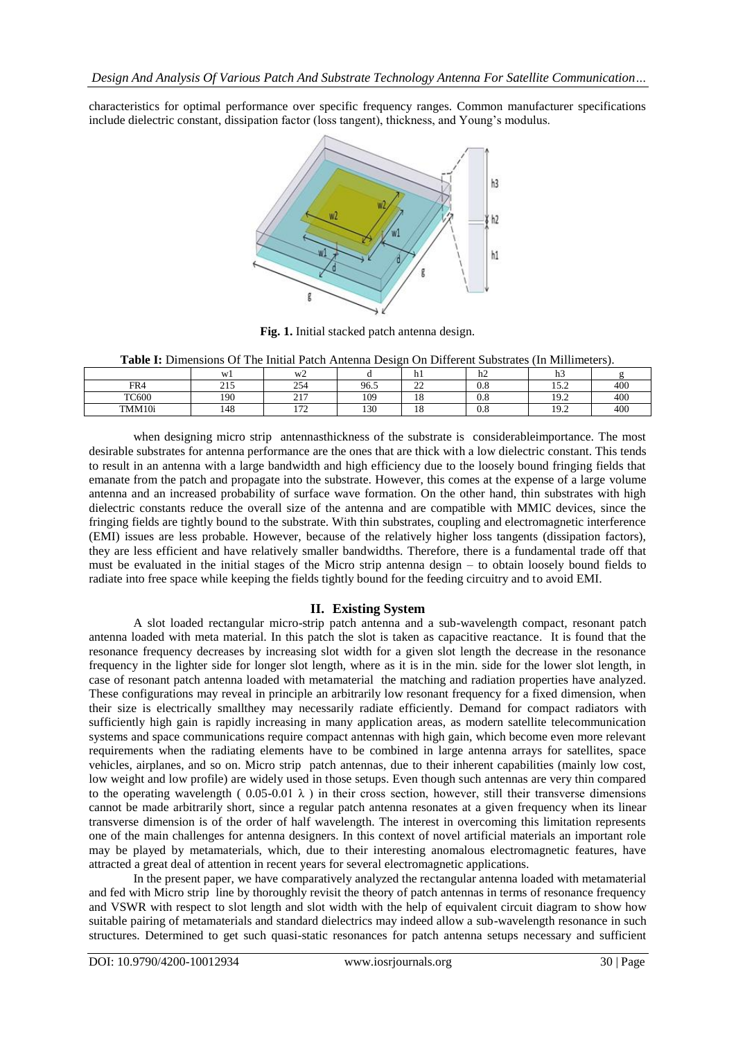characteristics for optimal performance over specific frequency ranges. Common manufacturer specifications include dielectric constant, dissipation factor (loss tangent), thickness, and Young's modulus.

**Fig. 1.** Initial stacked patch antenna design.

**Table I:** Dimensions Of The Initial Patch Antenna Design On Different Substrates (In Millimeters).

| | w1 | w2 | d | h1 | h2 | h3 | g |
|---|---|---|---|---|---|---|---|
| FR4 | 215 | 254 | 96.5 | 22 | 0.8 | 15.2 | 400 |
| TC600 | 190 | 217 | 109 | 18 | 0.8 | 19.2 | 400 |
| TMM10i | 148 | 172 | 130 | 18 | 0.8 | 19.2 | 400 |

when designing micro strip antennasthickness of the substrate is considerableimportance. The most desirable substrates for antenna performance are the ones that are thick with a low dielectric constant. This tends to result in an antenna with a large bandwidth and high efficiency due to the loosely bound fringing fields that emanate from the patch and propagate into the substrate. However, this comes at the expense of a large volume antenna and an increased probability of surface wave formation. On the other hand, thin substrates with high dielectric constants reduce the overall size of the antenna and are compatible with MMIC devices, since the fringing fields are tightly bound to the substrate. With thin substrates, coupling and electromagnetic interference (EMI) issues are less probable. However, because of the relatively higher loss tangents (dissipation factors), they are less efficient and have relatively smaller bandwidths. Therefore, there is a fundamental trade off that must be evaluated in the initial stages of the Micro strip antenna design – to obtain loosely bound fields to radiate into free space while keeping the fields tightly bound for the feeding circuitry and to avoid EMI.

## II. Existing System

A slot loaded rectangular micro-strip patch antenna and a sub-wavelength compact, resonant patch antenna loaded with meta material. In this patch the slot is taken as capacitive reactance. It is found that the resonance frequency decreases by increasing slot width for a given slot length the decrease in the resonance frequency in the lighter side for longer slot length, where as it is in the min. side for the lower slot length, in case of resonant patch antenna loaded with metamaterial the matching and radiation properties have analyzed. These configurations may reveal in principle an arbitrarily low resonant frequency for a fixed dimension, when their size is electrically smallthey may necessarily radiate efficiently. Demand for compact radiators with sufficiently high gain is rapidly increasing in many application areas, as modern satellite telecommunication systems and space communications require compact antennas with high gain, which become even more relevant requirements when the radiating elements have to be combined in large antenna arrays for satellites, space vehicles, airplanes, and so on. Micro strip patch antennas, due to their inherent capabilities (mainly low cost, low weight and low profile) are widely used in those setups. Even though such antennas are very thin compared to the operating wavelength ( 0.05-0.01 $\lambda$ ) in their cross section, however, still their transverse dimensions cannot be made arbitrarily short, since a regular patch antenna resonates at a given frequency when its linear transverse dimension is of the order of half wavelength. The interest in overcoming this limitation represents one of the main challenges for antenna designers. In this context of novel artificial materials an important role may be played by metamaterials, which, due to their interesting anomalous electromagnetic features, have attracted a great deal of attention in recent years for several electromagnetic applications.

In the present paper, we have comparatively analyzed the rectangular antenna loaded with metamaterial and fed with Micro strip line by thoroughly revisit the theory of patch antennas in terms of resonance frequency and VSWR with respect to slot length and slot width with the help of equivalent circuit diagram to show how suitable pairing of metamaterials and standard dielectrics may indeed allow a sub-wavelength resonance in such structures. Determined to get such quasi-static resonances for patch antenna setups necessary and sufficient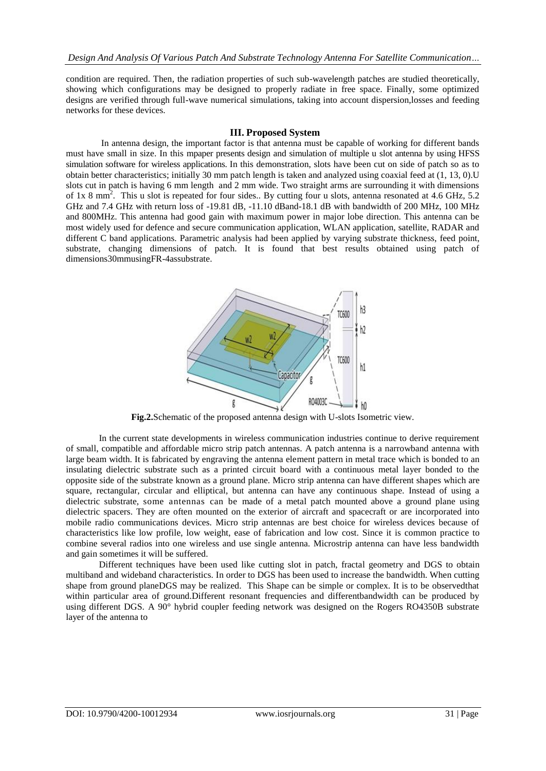condition are required. Then, the radiation properties of such sub-wavelength patches are studied theoretically, showing which configurations may be designed to properly radiate in free space. Finally, some optimized designs are verified through full-wave numerical simulations, taking into account dispersion,losses and feeding networks for these devices.

## III. Proposed System

In antenna design, the important factor is that antenna must be capable of working for different bands must have small in size. In this mpaper presents design and simulation of multiple u slot antenna by using HFSS simulation software for wireless applications. In this demonstration, slots have been cut on side of patch so as to obtain better characteristics; initially 30 mm patch length is taken and analyzed using coaxial feed at (1, 13, 0).U slots cut in patch is having 6 mm length and 2 mm wide. Two straight arms are surrounding it with dimensions of 1x 8 $mm^2$. This u slot is repeated for four sides.. By cutting four u slots, antenna resonated at 4.6 GHz, 5.2 GHz and 7.4 GHz with return loss of -19.81 dB, -11.10 dBand-18.1 dB with bandwidth of 200 MHz, 100 MHz and 800MHz. This antenna had good gain with maximum power in major lobe direction. This antenna can be most widely used for defence and secure communication application, WLAN application, satellite, RADAR and different C band applications. Parametric analysis had been applied by varying substrate thickness, feed point, substrate, changing dimensions of patch. It is found that best results obtained using patch of dimensions30mmusingFR-4assubstrate.

**Fig.2.**Schematic of the proposed antenna design with U-slots Isometric view.

In the current state developments in wireless communication industries continue to derive requirement of small, compatible and affordable micro strip patch antennas. A patch antenna is a narrowband antenna with large beam width. It is fabricated by engraving the antenna element pattern in metal trace which is bonded to an insulating dielectric substrate such as a printed circuit board with a continuous metal layer bonded to the opposite side of the substrate known as a ground plane. Micro strip antenna can have different shapes which are square, rectangular, circular and elliptical, but antenna can have any continuous shape. Instead of using a dielectric substrate, some antennas can be made of a metal patch mounted above a ground plane using dielectric spacers. They are often mounted on the exterior of aircraft and spacecraft or are incorporated into mobile radio communications devices. Micro strip antennas are best choice for wireless devices because of characteristics like low profile, low weight, ease of fabrication and low cost. Since it is common practice to combine several radios into one wireless and use single antenna. Microstrip antenna can have less bandwidth and gain sometimes it will be suffered.

Different techniques have been used like cutting slot in patch, fractal geometry and DGS to obtain multiband and wideband characteristics. In order to DGS has been used to increase the bandwidth. When cutting shape from ground planeDGS may be realized. This Shape can be simple or complex. It is to be observedthat within particular area of ground.Different resonant frequencies and differentbandwidth can be produced by using different DGS. A 90° hybrid coupler feeding network was designed on the Rogers RO4350B substrate layer of the antenna to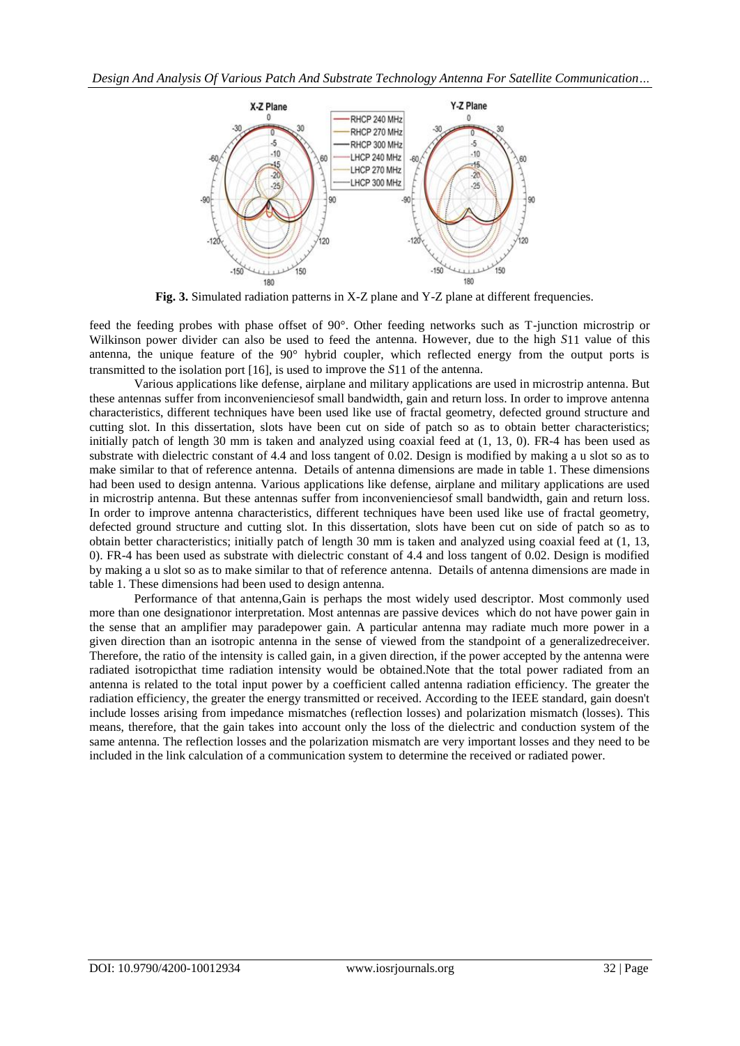**Fig. 3.** Simulated radiation patterns in X-Z plane and Y-Z plane at different frequencies.

feed the feeding probes with phase offset of 90°. Other feeding networks such as T-junction microstrip or Wilkinson power divider can also be used to feed the antenna. However, due to the high $S11$ value of this antenna, the unique feature of the 90° hybrid coupler, which reflected energy from the output ports is transmitted to the isolation port [16], is used to improve the $S11$ of the antenna.

Various applications like defense, airplane and military applications are used in microstrip antenna. But these antennas suffer from inconvenienciesof small bandwidth, gain and return loss. In order to improve antenna characteristics, different techniques have been used like use of fractal geometry, defected ground structure and cutting slot. In this dissertation, slots have been cut on side of patch so as to obtain better characteristics; initially patch of length 30 mm is taken and analyzed using coaxial feed at (1, 13, 0). FR-4 has been used as substrate with dielectric constant of 4.4 and loss tangent of 0.02. Design is modified by making a u slot so as to make similar to that of reference antenna. Details of antenna dimensions are made in table 1. These dimensions had been used to design antenna. Various applications like defense, airplane and military applications are used in microstrip antenna. But these antennas suffer from inconvenienciesof small bandwidth, gain and return loss. In order to improve antenna characteristics, different techniques have been used like use of fractal geometry, defected ground structure and cutting slot. In this dissertation, slots have been cut on side of patch so as to obtain better characteristics; initially patch of length 30 mm is taken and analyzed using coaxial feed at (1, 13, 0). FR-4 has been used as substrate with dielectric constant of 4.4 and loss tangent of 0.02. Design is modified by making a u slot so as to make similar to that of reference antenna. Details of antenna dimensions are made in table 1. These dimensions had been used to design antenna.

Performance of that antenna,Gain is perhaps the most widely used descriptor. Most commonly used more than one designationor interpretation. Most antennas are passive devices which do not have power gain in the sense that an amplifier may paradepower gain. A particular antenna may radiate much more power in a given direction than an isotropic antenna in the sense of viewed from the standpoint of a generalizedreceiver. Therefore, the ratio of the intensity is called gain, in a given direction, if the power accepted by the antenna were radiated isotropicthat time radiation intensity would be obtained.Note that the total power radiated from an antenna is related to the total input power by a coefficient called antenna radiation efficiency. The greater the radiation efficiency, the greater the energy transmitted or received. According to the IEEE standard, gain doesn't include losses arising from impedance mismatches (reflection losses) and polarization mismatch (losses). This means, therefore, that the gain takes into account only the loss of the dielectric and conduction system of the same antenna. The reflection losses and the polarization mismatch are very important losses and they need to be included in the link calculation of a communication system to determine the received or radiated power.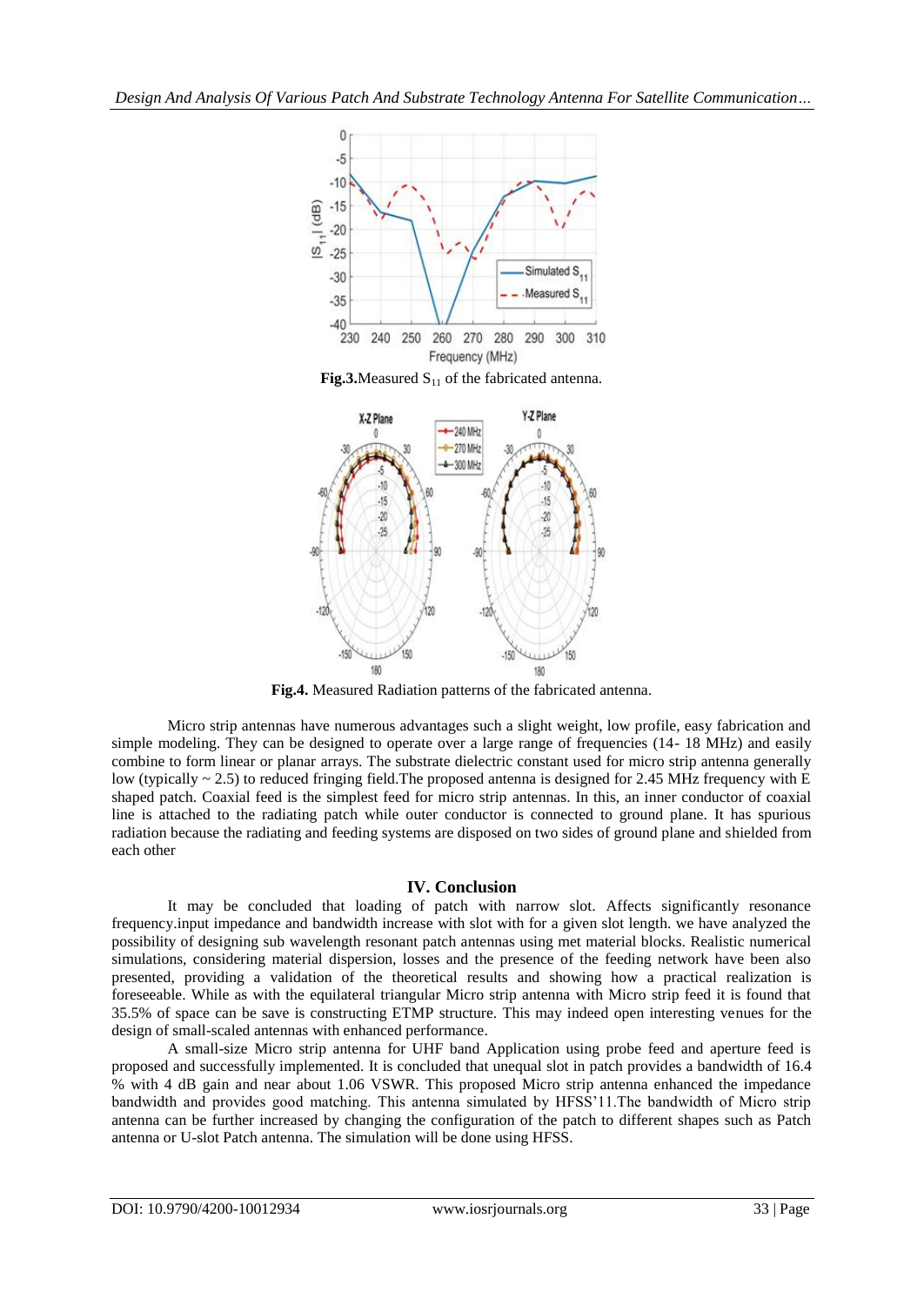**Fig.3.** Measured $S_{11}$ of the fabricated antenna.

**Fig.4.** Measured Radiation patterns of the fabricated antenna.

Micro strip antennas have numerous advantages such a slight weight, low profile, easy fabrication and simple modeling. They can be designed to operate over a large range of frequencies (14- 18 MHz) and easily combine to form linear or planar arrays. The substrate dielectric constant used for micro strip antenna generally low (typically ~ 2.5) to reduced fringing field.The proposed antenna is designed for 2.45 MHz frequency with E shaped patch. Coaxial feed is the simplest feed for micro strip antennas. In this, an inner conductor of coaxial line is attached to the radiating patch while outer conductor is connected to ground plane. It has spurious radiation because the radiating and feeding systems are disposed on two sides of ground plane and shielded from each other

## IV. Conclusion

It may be concluded that loading of patch with narrow slot. Affects significantly resonance frequency.input impedance and bandwidth increase with slot with for a given slot length. we have analyzed the possibility of designing sub wavelength resonant patch antennas using met material blocks. Realistic numerical simulations, considering material dispersion, losses and the presence of the feeding network have been also presented, providing a validation of the theoretical results and showing how a practical realization is foreseeable. While as with the equilateral triangular Micro strip antenna with Micro strip feed it is found that 35.5% of space can be save is constructing ETMP structure. This may indeed open interesting venues for the design of small-scaled antennas with enhanced performance.

A small-size Micro strip antenna for UHF band Application using probe feed and aperture feed is proposed and successfully implemented. It is concluded that unequal slot in patch provides a bandwidth of 16.4 % with 4 dB gain and near about 1.06 VSWR. This proposed Micro strip antenna enhanced the impedance bandwidth and provides good matching. This antenna simulated by HFSS'11.The bandwidth of Micro strip antenna can be further increased by changing the configuration of the patch to different shapes such as Patch antenna or U-slot Patch antenna. The simulation will be done using HFSS.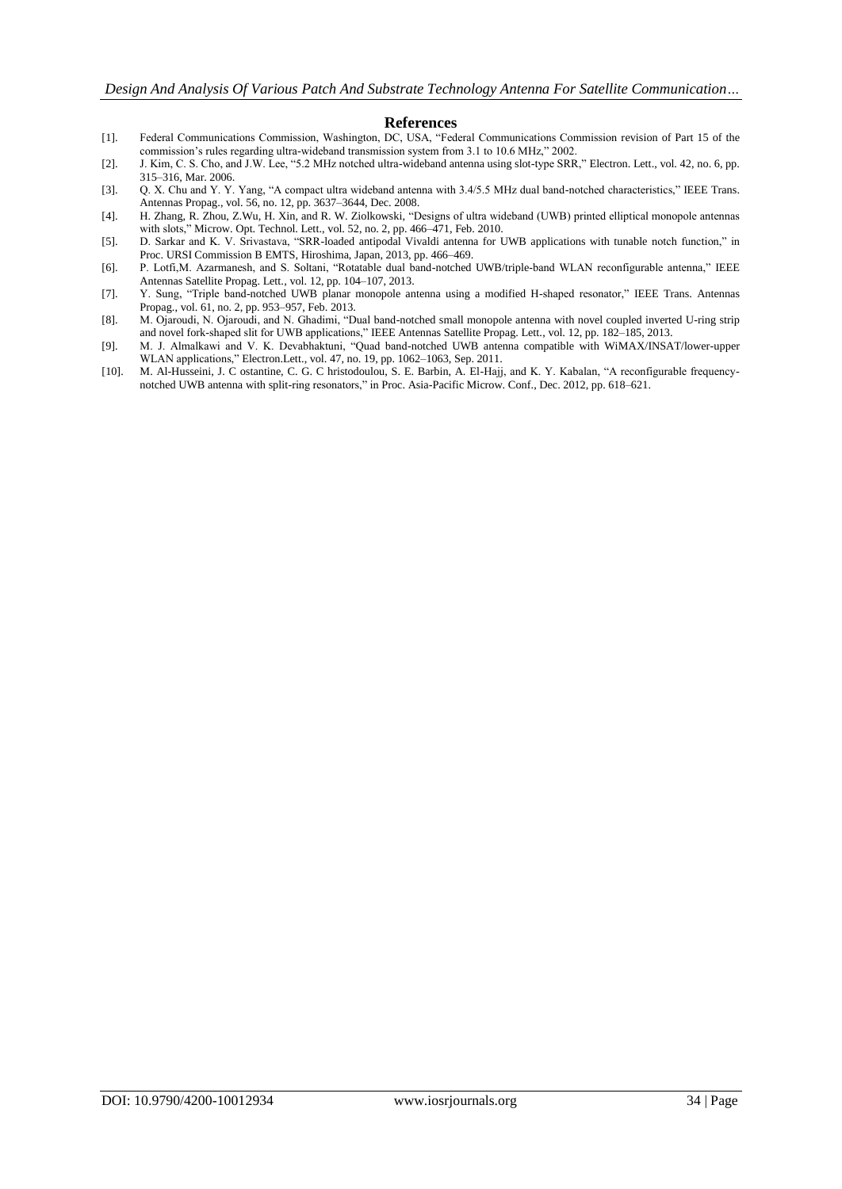## References

[1]. Federal Communications Commission, Washington, DC, USA, "Federal Communications Commission revision of Part 15 of the commission's rules regarding ultra-wideband transmission system from 3.1 to 10.6 MHz," 2002.

[2]. J. Kim, C. S. Cho, and J.W. Lee, "5.2 MHz notched ultra-wideband antenna using slot-type SRR," Electron. Lett., vol. 42, no. 6, pp. 315–316, Mar. 2006.

[3]. Q. X. Chu and Y. Y. Yang, "A compact ultra wideband antenna with 3.4/5.5 MHz dual band-notched characteristics," IEEE Trans. Antennas Propag., vol. 56, no. 12, pp. 3637–3644, Dec. 2008.

[4]. H. Zhang, R. Zhou, Z.Wu, H. Xin, and R. W. Ziolkowski, "Designs of ultra wideband (UWB) printed elliptical monopole antennas with slots," Microw. Opt. Technol. Lett., vol. 52, no. 2, pp. 466–471, Feb. 2010.

[5]. D. Sarkar and K. V. Srivastava, "SRR-loaded antipodal Vivaldi antenna for UWB applications with tunable notch function," in Proc. URSI Commission B EMTS, Hiroshima, Japan, 2013, pp. 466–469.

[6]. P. Lotfi,M. Azarmanesh, and S. Soltani, "Rotatable dual band-notched UWB/triple-band WLAN reconfigurable antenna," IEEE Antennas Satellite Propag. Lett., vol. 12, pp. 104–107, 2013.

[7]. Y. Sung, "Triple band-notched UWB planar monopole antenna using a modified H-shaped resonator," IEEE Trans. Antennas Propag., vol. 61, no. 2, pp. 953–957, Feb. 2013.

[8]. M. Ojaroudi, N. Ojaroudi, and N. Ghadimi, "Dual band-notched small monopole antenna with novel coupled inverted U-ring strip and novel fork-shaped slit for UWB applications," IEEE Antennas Satellite Propag. Lett., vol. 12, pp. 182–185, 2013.

[9]. M. J. Almalkawi and V. K. Devabhaktuni, "Quad band-notched UWB antenna compatible with WiMAX/INSAT/lower-upper WLAN applications," Electron.Lett., vol. 47, no. 19, pp. 1062–1063, Sep. 2011.

[10]. M. Al-Husseini, J. C ostantine, C. G. C hristodoulou, S. E. Barbin, A. El-Hajj, and K. Y. Kabalan, "A reconfigurable frequency-notched UWB antenna with split-ring resonators," in Proc. Asia-Pacific Microw. Conf., Dec. 2012, pp. 618–621.